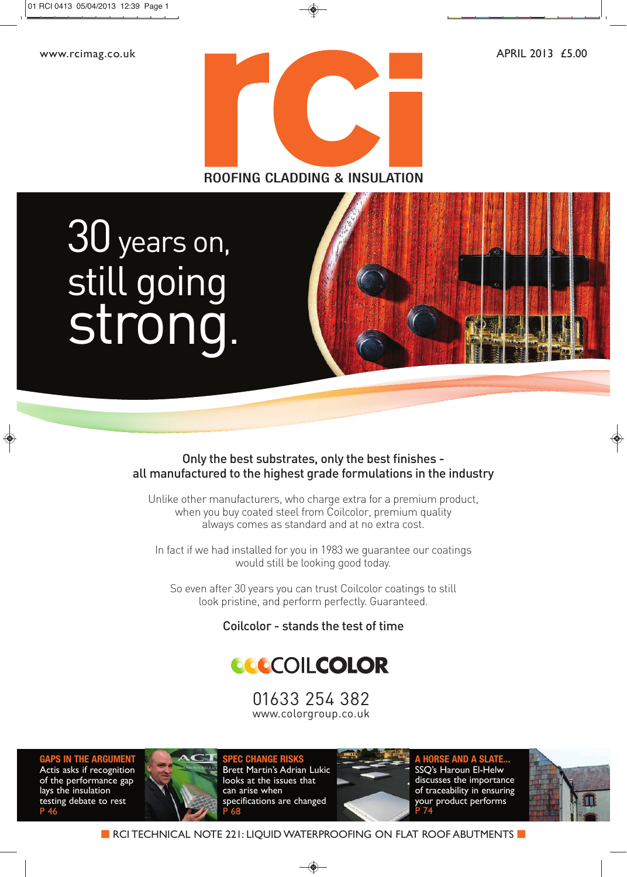www.rcimag.co.uk

APRIL 2013 £5.00

# rci

ROOFING CLADDING & INSULATION

# 30 years on, still going strong.

**Only the best substrates, only the best finishes - all manufactured to the highest grade formulations in the industry**

Unlike other manufacturers, who charge extra for a premium product, when you buy coated steel from Coilcolor, premium quality always comes as standard and at no extra cost.

In fact if we had installed for you in 1983 we guarantee our coatings would still be looking good today.

So even after 30 years you can trust Coilcolor coatings to still look pristine, and perform perfectly. Guaranteed.

**Coilcolor - stands the test of time**

COILCOLOR

01633 254 382
www.colorgroup.co.uk

**GAPS IN THE ARGUMENT**
Actis asks if recognition of the performance gap lays the insulation testing debate to rest
P 46

**SPEC CHANGE RISKS**
Brett Martin's Adrian Lukic looks at the issues that can arise when specifications are changed
P 68

**A HORSE AND A SLATE...**
SSQ's Haroun El-Helw discusses the importance of traceability in ensuring your product performs
P 74

RCI TECHNICAL NOTE 221: LIQUID WATERPROOFING ON FLAT ROOF ABUTMENTS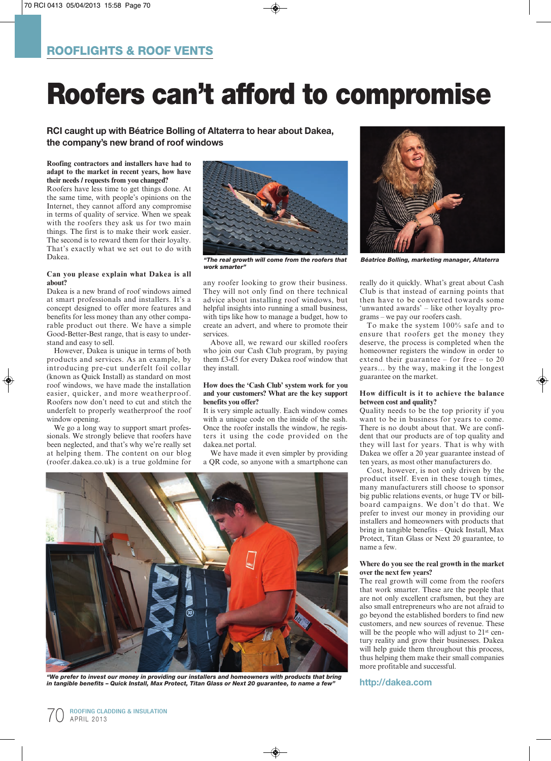ROOFLIGHTS & ROOF VENTS

# Roofers can't afford to compromise

**RCI caught up with Béatrice Bolling of Altaterra to hear about Dakea, the company's new brand of roof windows**

**Roofing contractors and installers have had to adapt to the market in recent years, how have their needs / requests from you changed?**

Roofers have less time to get things done. At the same time, with people's opinions on the Internet, they cannot afford any compromise in terms of quality of service. When we speak with the roofers they ask us for two main things. The first is to make their work easier. The second is to reward them for their loyalty. That's exactly what we set out to do with Dakea.

**Can you please explain what Dakea is all about?**

Dakea is a new brand of roof windows aimed at smart professionals and installers. It's a concept designed to offer more features and benefits for less money than any other comparable product out there. We have a simple Good-Better-Best range, that is easy to understand and easy to sell.

However, Dakea is unique in terms of both products and services. As an example, by introducing pre-cut underfelt foil collar (known as Quick Install) as standard on most roof windows, we have made the installation easier, quicker, and more weatherproof. Roofers now don't need to cut and stitch the underfelt to properly weatherproof the roof window opening.

We go a long way to support smart professionals. We strongly believe that roofers have been neglected, and that's why we're really set at helping them. The content on our blog (roofer.dakea.co.uk) is a true goldmine for any roofer looking to grow their business. They will not only find on there technical advice about installing roof windows, but helpful insights into running a small business, with tips like how to manage a budget, how to create an advert, and where to promote their services.

Above all, we reward our skilled roofers who join our Cash Club program, by paying them £3-£5 for every Dakea roof window that they install.

*"The real growth will come from the roofers that work smarter"*

Béatrice Bolling, marketing manager, Altaterra

**How does the 'Cash Club' system work for you and your customers? What are the key support benefits you offer?**

It is very simple actually. Each window comes with a unique code on the inside of the sash. Once the roofer installs the window, he registers it using the code provided on the dakea.net portal.

We have made it even simpler by providing a QR code, so anyone with a smartphone can really do it quickly. What's great about Cash Club is that instead of earning points that then have to be converted towards some 'unwanted awards' – like other loyalty programs – we pay our roofers cash.

To make the system 100% safe and to ensure that roofers get the money they deserve, the process is completed when the homeowner registers the window in order to extend their guarantee – for free – to 20 years… by the way, making it the longest guarantee on the market.

**How difficult is it to achieve the balance between cost and quality?**

Quality needs to be the top priority if you want to be in business for years to come. There is no doubt about that. We are confident that our products are of top quality and they will last for years. That is why with Dakea we offer a 20 year guarantee instead of ten years, as most other manufacturers do.

Cost, however, is not only driven by the product itself. Even in these tough times, many manufacturers still choose to sponsor big public relations events, or huge TV or billboard campaigns. We don't do that. We prefer to invest our money in providing our installers and homeowners with products that bring in tangible benefits – Quick Install, Max Protect, Titan Glass or Next 20 guarantee, to name a few.

**Where do you see the real growth in the market over the next few years?**

The real growth will come from the roofers that work smarter. These are the people that are not only excellent craftsmen, but they are also small entrepreneurs who are not afraid to go beyond the established borders to find new customers, and new sources of revenue. These will be the people who will adjust to 21st century reality and grow their businesses. Dakea will help guide them throughout this process, thus helping them make their small companies more profitable and successful.

*"We prefer to invest our money in providing our installers and homeowners with products that bring in tangible benefits – Quick Install, Max Protect, Titan Glass or Next 20 guarantee, to name a few"*

http://dakea.com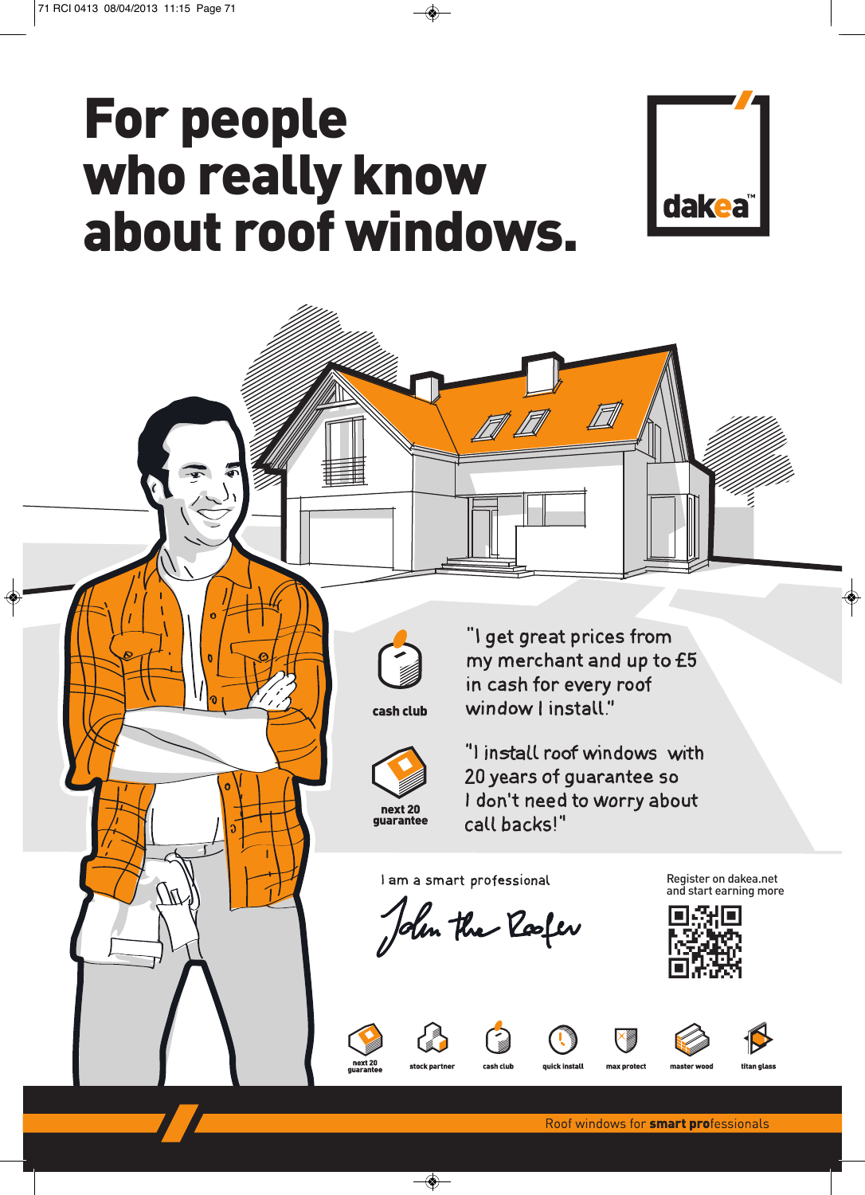# For people who really know about roof windows.

dakea™

**cash club**

"I get great prices from my merchant and up to £5 in cash for every roof window I install."

**next 20 guarantee**

"I install roof windows with 20 years of guarantee so I don't need to worry about call backs!"

I am a smart professional

John the Roofer

Register on dakea.net and start earning more

next 20 guarantee · stock partner · cash club · quick install · max protect · master wood · titan glass

Roof windows for **smart pro**fessionals